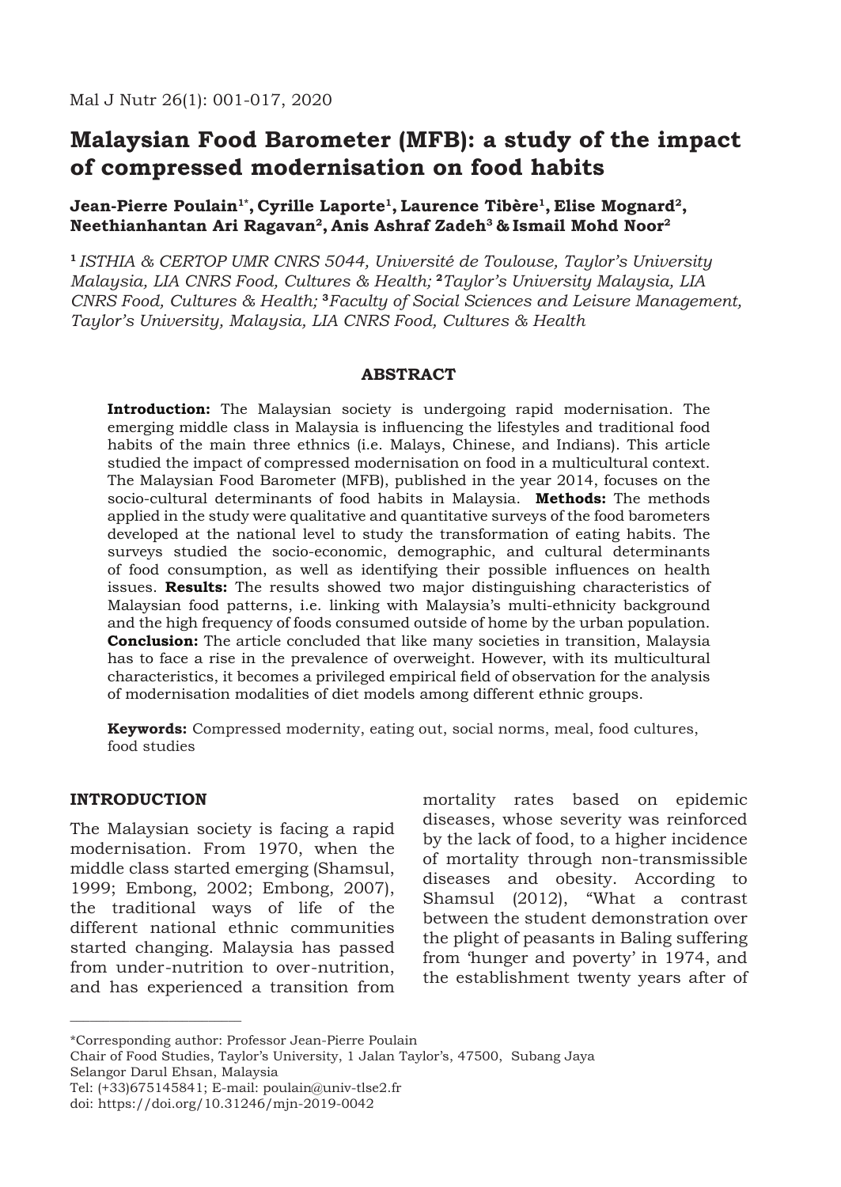# Malaysian Food Barometer (MFB): a study of the impact of compressed modernisation on food habits

**Jean-Pierre Poulain[1*], Cyrille Laporte[1], Laurence Tibère[1], Elise Mognard[2], Neethianhantan Ari Ragavan[2], Anis Ashraf Zadeh[3] & Ismail Mohd Noor[2]**

[1] *ISTHIA & CERTOP UMR CNRS 5044, Université de Toulouse, Taylor's University Malaysia, LIA CNRS Food, Cultures & Health;* [2] *Taylor's University Malaysia, LIA CNRS Food, Cultures & Health;* [3] *Faculty of Social Sciences and Leisure Management, Taylor's University, Malaysia, LIA CNRS Food, Cultures & Health*

## ABSTRACT

**Introduction:** The Malaysian society is undergoing rapid modernisation. The emerging middle class in Malaysia is influencing the lifestyles and traditional food habits of the main three ethnics (i.e. Malays, Chinese, and Indians). This article studied the impact of compressed modernisation on food in a multicultural context. The Malaysian Food Barometer (MFB), published in the year 2014, focuses on the socio-cultural determinants of food habits in Malaysia. **Methods:** The methods applied in the study were qualitative and quantitative surveys of the food barometers developed at the national level to study the transformation of eating habits. The surveys studied the socio-economic, demographic, and cultural determinants of food consumption, as well as identifying their possible influences on health issues. **Results:** The results showed two major distinguishing characteristics of Malaysian food patterns, i.e. linking with Malaysia's multi-ethnicity background and the high frequency of foods consumed outside of home by the urban population. **Conclusion:** The article concluded that like many societies in transition, Malaysia has to face a rise in the prevalence of overweight. However, with its multicultural characteristics, it becomes a privileged empirical field of observation for the analysis of modernisation modalities of diet models among different ethnic groups.

**Keywords:** Compressed modernity, eating out, social norms, meal, food cultures, food studies

## INTRODUCTION

The Malaysian society is facing a rapid modernisation. From 1970, when the middle class started emerging (Shamsul, 1999; Embong, 2002; Embong, 2007), the traditional ways of life of the different national ethnic communities started changing. Malaysia has passed from under-nutrition to over-nutrition, and has experienced a transition from mortality rates based on epidemic diseases, whose severity was reinforced by the lack of food, to a higher incidence of mortality through non-transmissible diseases and obesity. According to Shamsul (2012), "What a contrast between the student demonstration over the plight of peasants in Baling suffering from 'hunger and poverty' in 1974, and the establishment twenty years after of

---

*Corresponding author: Professor Jean-Pierre Poulain
Chair of Food Studies, Taylor's University, 1 Jalan Taylor's, 47500, Subang Jaya
Selangor Darul Ehsan, Malaysia
Tel: (+33)675145841; E-mail: poulain@univ-tlse2.fr
doi: https://doi.org/10.31246/mjn-2019-0042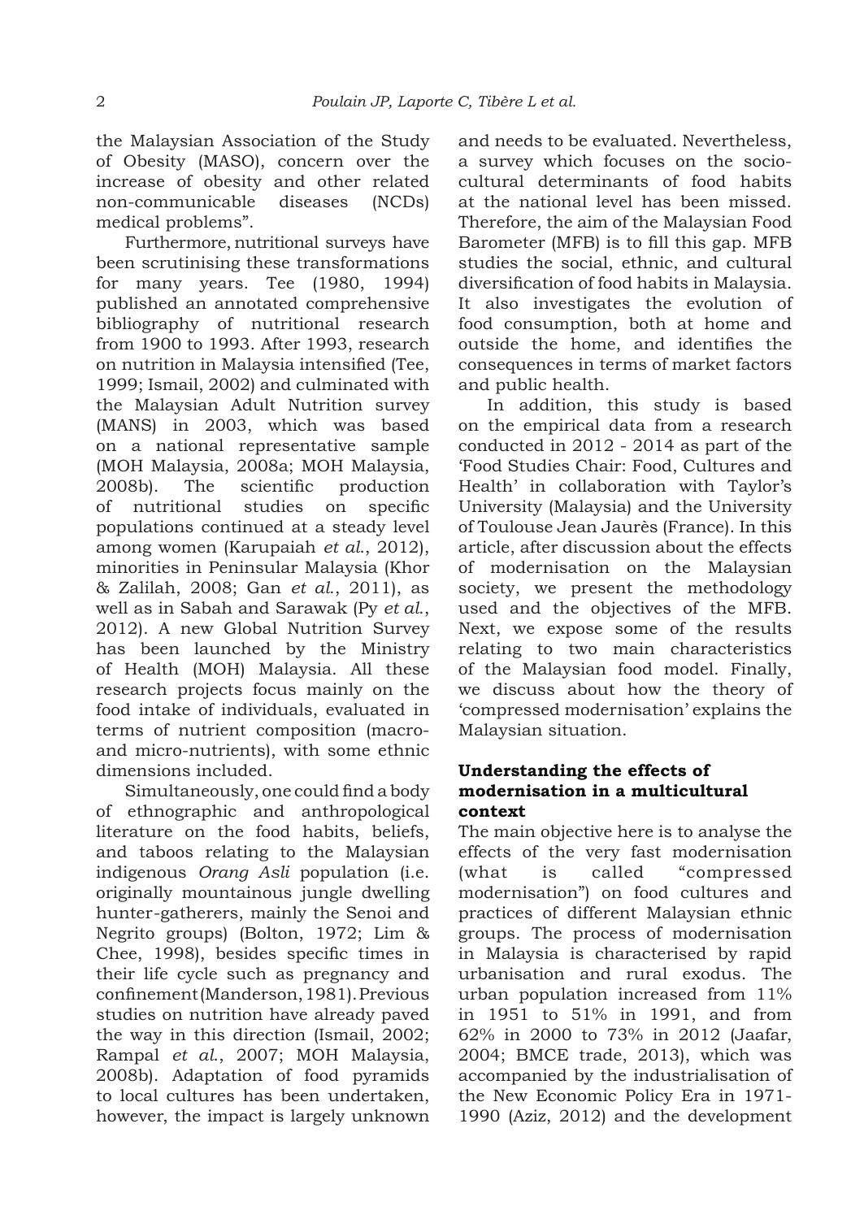the Malaysian Association of the Study of Obesity (MASO), concern over the increase of obesity and other related non-communicable diseases (NCDs) medical problems".

Furthermore, nutritional surveys have been scrutinising these transformations for many years. Tee (1980, 1994) published an annotated comprehensive bibliography of nutritional research from 1900 to 1993. After 1993, research on nutrition in Malaysia intensified (Tee, 1999; Ismail, 2002) and culminated with the Malaysian Adult Nutrition survey (MANS) in 2003, which was based on a national representative sample (MOH Malaysia, 2008a; MOH Malaysia, 2008b). The scientific production of nutritional studies on specific populations continued at a steady level among women (Karupaiah *et al*., 2012), minorities in Peninsular Malaysia (Khor & Zalilah, 2008; Gan *et al*., 2011), as well as in Sabah and Sarawak (Py *et al*., 2012). A new Global Nutrition Survey has been launched by the Ministry of Health (MOH) Malaysia. All these research projects focus mainly on the food intake of individuals, evaluated in terms of nutrient composition (macro- and micro-nutrients), with some ethnic dimensions included.

Simultaneously, one could find a body of ethnographic and anthropological literature on the food habits, beliefs, and taboos relating to the Malaysian indigenous *Orang Asli* population (i.e. originally mountainous jungle dwelling hunter-gatherers, mainly the Senoi and Negrito groups) (Bolton, 1972; Lim & Chee, 1998), besides specific times in their life cycle such as pregnancy and confinement (Manderson, 1981). Previous studies on nutrition have already paved the way in this direction (Ismail, 2002; Rampal *et al*., 2007; MOH Malaysia, 2008b). Adaptation of food pyramids to local cultures has been undertaken, however, the impact is largely unknown and needs to be evaluated. Nevertheless, a survey which focuses on the socio-cultural determinants of food habits at the national level has been missed. Therefore, the aim of the Malaysian Food Barometer (MFB) is to fill this gap. MFB studies the social, ethnic, and cultural diversification of food habits in Malaysia. It also investigates the evolution of food consumption, both at home and outside the home, and identifies the consequences in terms of market factors and public health.

In addition, this study is based on the empirical data from a research conducted in 2012 - 2014 as part of the 'Food Studies Chair: Food, Cultures and Health' in collaboration with Taylor's University (Malaysia) and the University of Toulouse Jean Jaurès (France). In this article, after discussion about the effects of modernisation on the Malaysian society, we present the methodology used and the objectives of the MFB. Next, we expose some of the results relating to two main characteristics of the Malaysian food model. Finally, we discuss about how the theory of 'compressed modernisation' explains the Malaysian situation.

## Understanding the effects of modernisation in a multicultural context

The main objective here is to analyse the effects of the very fast modernisation (what is called "compressed modernisation") on food cultures and practices of different Malaysian ethnic groups. The process of modernisation in Malaysia is characterised by rapid urbanisation and rural exodus. The urban population increased from 11% in 1951 to 51% in 1991, and from 62% in 2000 to 73% in 2012 (Jaafar, 2004; BMCE trade, 2013), which was accompanied by the industrialisation of the New Economic Policy Era in 1971-1990 (Aziz, 2012) and the development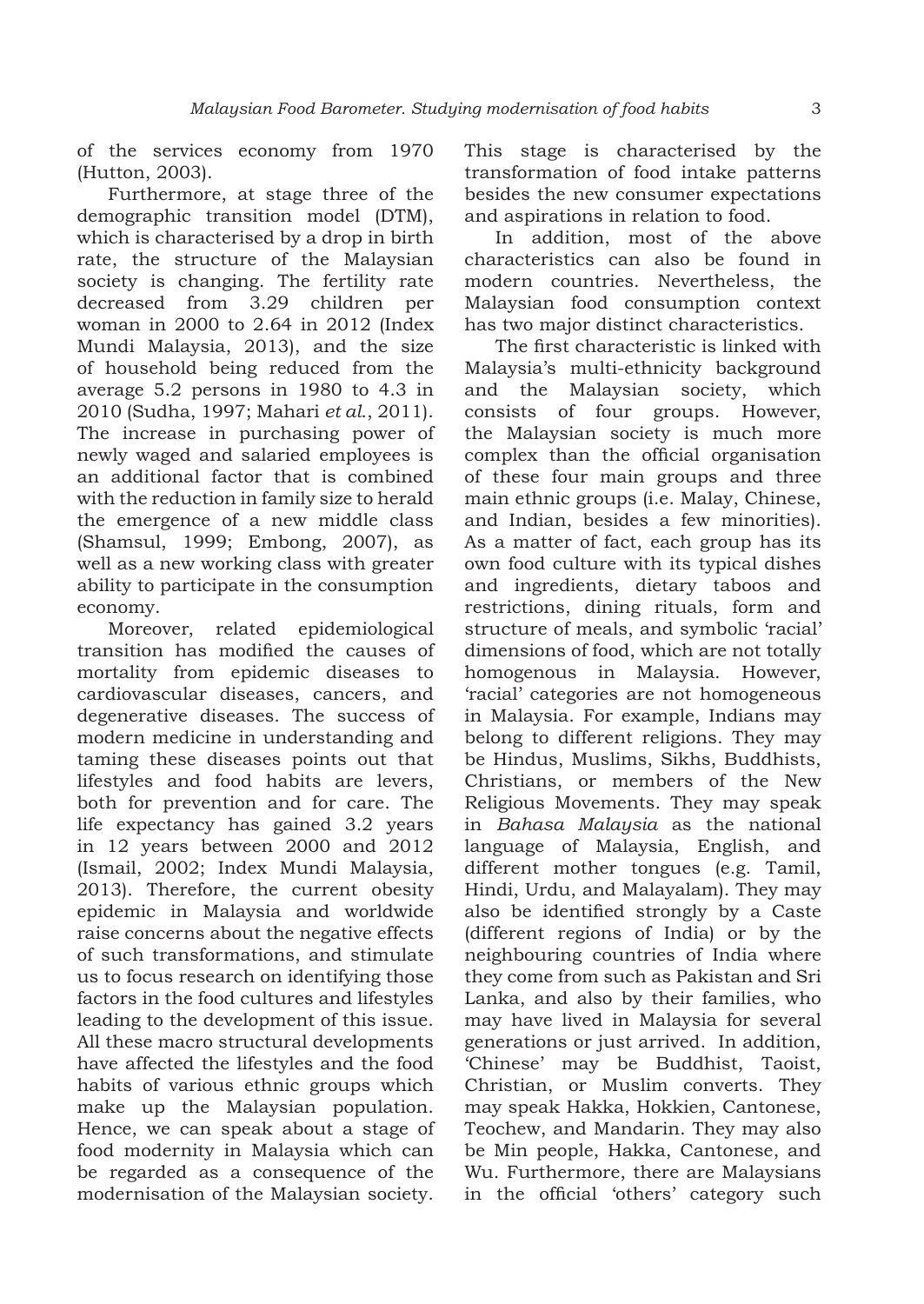of the services economy from 1970 (Hutton, 2003).

Furthermore, at stage three of the demographic transition model (DTM), which is characterised by a drop in birth rate, the structure of the Malaysian society is changing. The fertility rate decreased from 3.29 children per woman in 2000 to 2.64 in 2012 (Index Mundi Malaysia, 2013), and the size of household being reduced from the average 5.2 persons in 1980 to 4.3 in 2010 (Sudha, 1997; Mahari *et al*., 2011). The increase in purchasing power of newly waged and salaried employees is an additional factor that is combined with the reduction in family size to herald the emergence of a new middle class (Shamsul, 1999; Embong, 2007), as well as a new working class with greater ability to participate in the consumption economy.

Moreover, related epidemiological transition has modified the causes of mortality from epidemic diseases to cardiovascular diseases, cancers, and degenerative diseases. The success of modern medicine in understanding and taming these diseases points out that lifestyles and food habits are levers, both for prevention and for care. The life expectancy has gained 3.2 years in 12 years between 2000 and 2012 (Ismail, 2002; Index Mundi Malaysia, 2013). Therefore, the current obesity epidemic in Malaysia and worldwide raise concerns about the negative effects of such transformations, and stimulate us to focus research on identifying those factors in the food cultures and lifestyles leading to the development of this issue. All these macro structural developments have affected the lifestyles and the food habits of various ethnic groups which make up the Malaysian population. Hence, we can speak about a stage of food modernity in Malaysia which can be regarded as a consequence of the modernisation of the Malaysian society. This stage is characterised by the transformation of food intake patterns besides the new consumer expectations and aspirations in relation to food.

In addition, most of the above characteristics can also be found in modern countries. Nevertheless, the Malaysian food consumption context has two major distinct characteristics.

The first characteristic is linked with Malaysia's multi-ethnicity background and the Malaysian society, which consists of four groups. However, the Malaysian society is much more complex than the official organisation of these four main groups and three main ethnic groups (i.e. Malay, Chinese, and Indian, besides a few minorities). As a matter of fact, each group has its own food culture with its typical dishes and ingredients, dietary taboos and restrictions, dining rituals, form and structure of meals, and symbolic 'racial' dimensions of food, which are not totally homogenous in Malaysia. However, 'racial' categories are not homogeneous in Malaysia. For example, Indians may belong to different religions. They may be Hindus, Muslims, Sikhs, Buddhists, Christians, or members of the New Religious Movements. They may speak in *Bahasa Malaysia* as the national language of Malaysia, English, and different mother tongues (e.g. Tamil, Hindi, Urdu, and Malayalam). They may also be identified strongly by a Caste (different regions of India) or by the neighbouring countries of India where they come from such as Pakistan and Sri Lanka, and also by their families, who may have lived in Malaysia for several generations or just arrived. In addition, 'Chinese' may be Buddhist, Taoist, Christian, or Muslim converts. They may speak Hakka, Hokkien, Cantonese, Teochew, and Mandarin. They may also be Min people, Hakka, Cantonese, and Wu. Furthermore, there are Malaysians in the official 'others' category such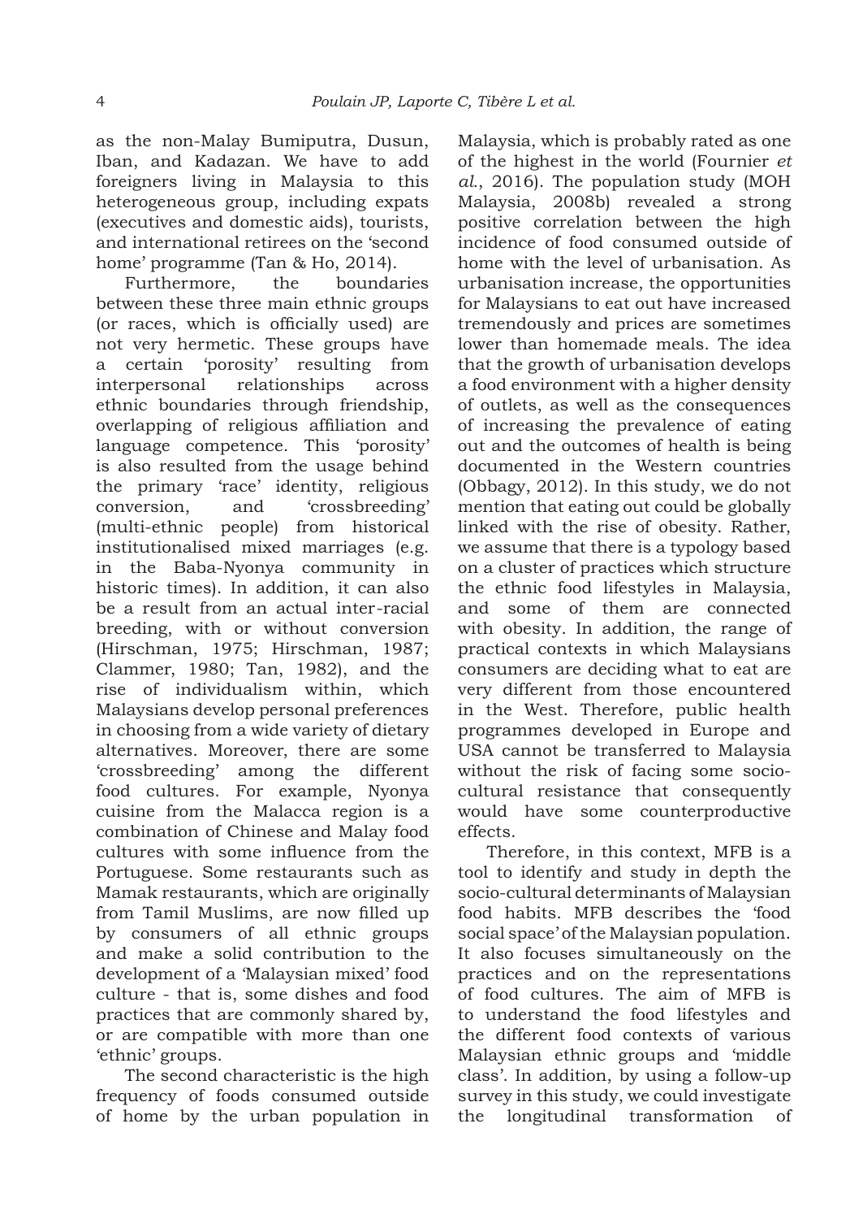as the non-Malay Bumiputra, Dusun, Iban, and Kadazan. We have to add foreigners living in Malaysia to this heterogeneous group, including expats (executives and domestic aids), tourists, and international retirees on the 'second home' programme (Tan & Ho, 2014).

Furthermore, the boundaries between these three main ethnic groups (or races, which is officially used) are not very hermetic. These groups have a certain 'porosity' resulting from interpersonal relationships across ethnic boundaries through friendship, overlapping of religious affiliation and language competence. This 'porosity' is also resulted from the usage behind the primary 'race' identity, religious conversion, and 'crossbreeding' (multi-ethnic people) from historical institutionalised mixed marriages (e.g. in the Baba-Nyonya community in historic times). In addition, it can also be a result from an actual inter-racial breeding, with or without conversion (Hirschman, 1975; Hirschman, 1987; Clammer, 1980; Tan, 1982), and the rise of individualism within, which Malaysians develop personal preferences in choosing from a wide variety of dietary alternatives. Moreover, there are some 'crossbreeding' among the different food cultures. For example, Nyonya cuisine from the Malacca region is a combination of Chinese and Malay food cultures with some influence from the Portuguese. Some restaurants such as Mamak restaurants, which are originally from Tamil Muslims, are now filled up by consumers of all ethnic groups and make a solid contribution to the development of a 'Malaysian mixed' food culture - that is, some dishes and food practices that are commonly shared by, or are compatible with more than one 'ethnic' groups.

The second characteristic is the high frequency of foods consumed outside of home by the urban population in Malaysia, which is probably rated as one of the highest in the world (Fournier *et al.*, 2016). The population study (MOH Malaysia, 2008b) revealed a strong positive correlation between the high incidence of food consumed outside of home with the level of urbanisation. As urbanisation increase, the opportunities for Malaysians to eat out have increased tremendously and prices are sometimes lower than homemade meals. The idea that the growth of urbanisation develops a food environment with a higher density of outlets, as well as the consequences of increasing the prevalence of eating out and the outcomes of health is being documented in the Western countries (Obbagy, 2012). In this study, we do not mention that eating out could be globally linked with the rise of obesity. Rather, we assume that there is a typology based on a cluster of practices which structure the ethnic food lifestyles in Malaysia, and some of them are connected with obesity. In addition, the range of practical contexts in which Malaysians consumers are deciding what to eat are very different from those encountered in the West. Therefore, public health programmes developed in Europe and USA cannot be transferred to Malaysia without the risk of facing some socio-cultural resistance that consequently would have some counterproductive effects.

Therefore, in this context, MFB is a tool to identify and study in depth the socio-cultural determinants of Malaysian food habits. MFB describes the 'food social space' of the Malaysian population. It also focuses simultaneously on the practices and on the representations of food cultures. The aim of MFB is to understand the food lifestyles and the different food contexts of various Malaysian ethnic groups and 'middle class'. In addition, by using a follow-up survey in this study, we could investigate the longitudinal transformation of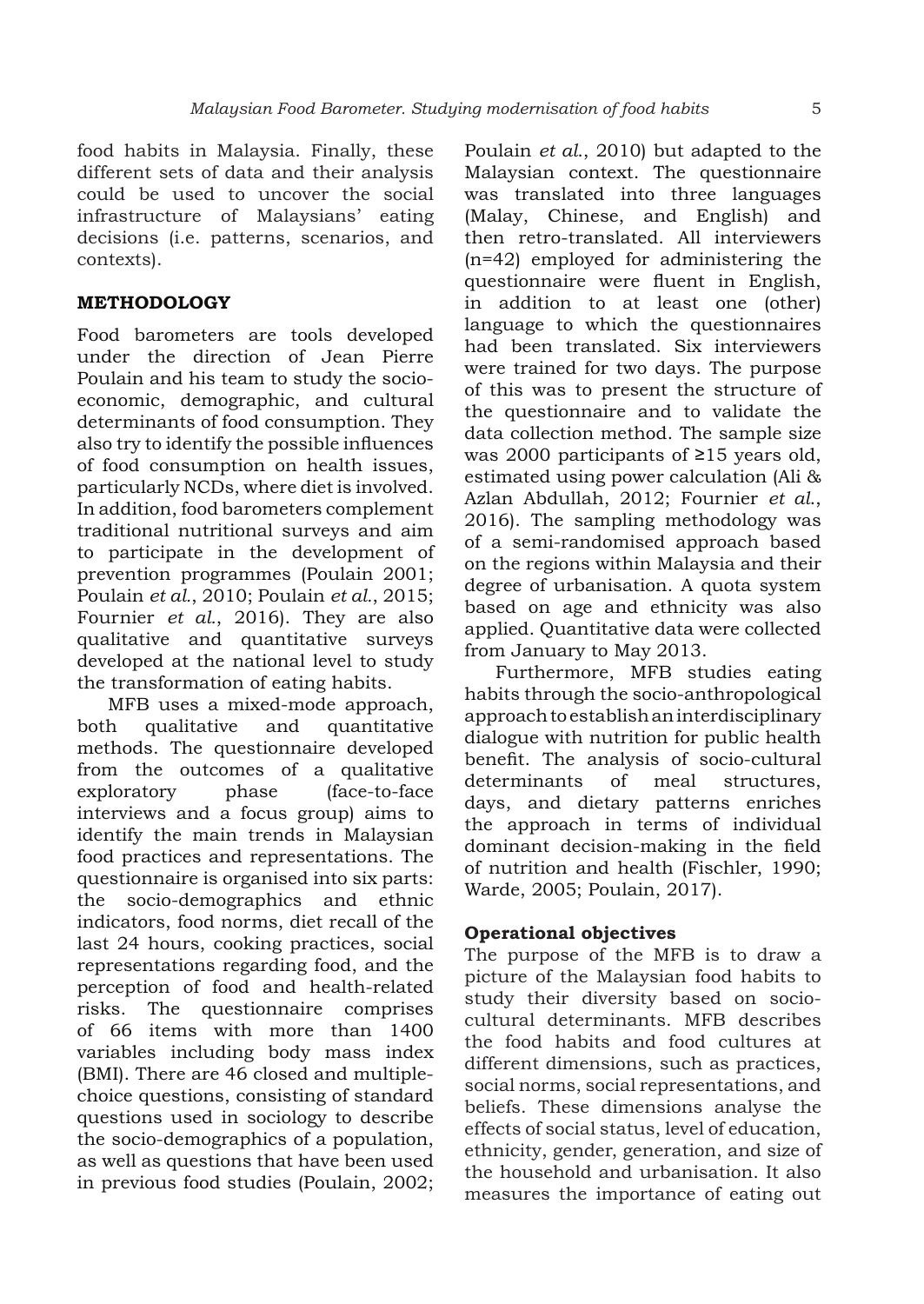food habits in Malaysia. Finally, these different sets of data and their analysis could be used to uncover the social infrastructure of Malaysians' eating decisions (i.e. patterns, scenarios, and contexts).

## METHODOLOGY

Food barometers are tools developed under the direction of Jean Pierre Poulain and his team to study the socio-economic, demographic, and cultural determinants of food consumption. They also try to identify the possible influences of food consumption on health issues, particularly NCDs, where diet is involved. In addition, food barometers complement traditional nutritional surveys and aim to participate in the development of prevention programmes (Poulain 2001; Poulain *et al.*, 2010; Poulain *et al.*, 2015; Fournier *et al.*, 2016). They are also qualitative and quantitative surveys developed at the national level to study the transformation of eating habits.

MFB uses a mixed-mode approach, both qualitative and quantitative methods. The questionnaire developed from the outcomes of a qualitative exploratory phase (face-to-face interviews and a focus group) aims to identify the main trends in Malaysian food practices and representations. The questionnaire is organised into six parts: the socio-demographics and ethnic indicators, food norms, diet recall of the last 24 hours, cooking practices, social representations regarding food, and the perception of food and health-related risks. The questionnaire comprises of 66 items with more than 1400 variables including body mass index (BMI). There are 46 closed and multiple-choice questions, consisting of standard questions used in sociology to describe the socio-demographics of a population, as well as questions that have been used in previous food studies (Poulain, 2002; Poulain *et al.*, 2010) but adapted to the Malaysian context. The questionnaire was translated into three languages (Malay, Chinese, and English) and then retro-translated. All interviewers (n=42) employed for administering the questionnaire were fluent in English, in addition to at least one (other) language to which the questionnaires had been translated. Six interviewers were trained for two days. The purpose of this was to present the structure of the questionnaire and to validate the data collection method. The sample size was 2000 participants of ≥15 years old, estimated using power calculation (Ali & Azlan Abdullah, 2012; Fournier *et al.*, 2016). The sampling methodology was of a semi-randomised approach based on the regions within Malaysia and their degree of urbanisation. A quota system based on age and ethnicity was also applied. Quantitative data were collected from January to May 2013.

Furthermore, MFB studies eating habits through the socio-anthropological approach to establish an interdisciplinary dialogue with nutrition for public health benefit. The analysis of socio-cultural determinants of meal structures, days, and dietary patterns enriches the approach in terms of individual dominant decision-making in the field of nutrition and health (Fischler, 1990; Warde, 2005; Poulain, 2017).

### Operational objectives

The purpose of the MFB is to draw a picture of the Malaysian food habits to study their diversity based on socio-cultural determinants. MFB describes the food habits and food cultures at different dimensions, such as practices, social norms, social representations, and beliefs. These dimensions analyse the effects of social status, level of education, ethnicity, gender, generation, and size of the household and urbanisation. It also measures the importance of eating out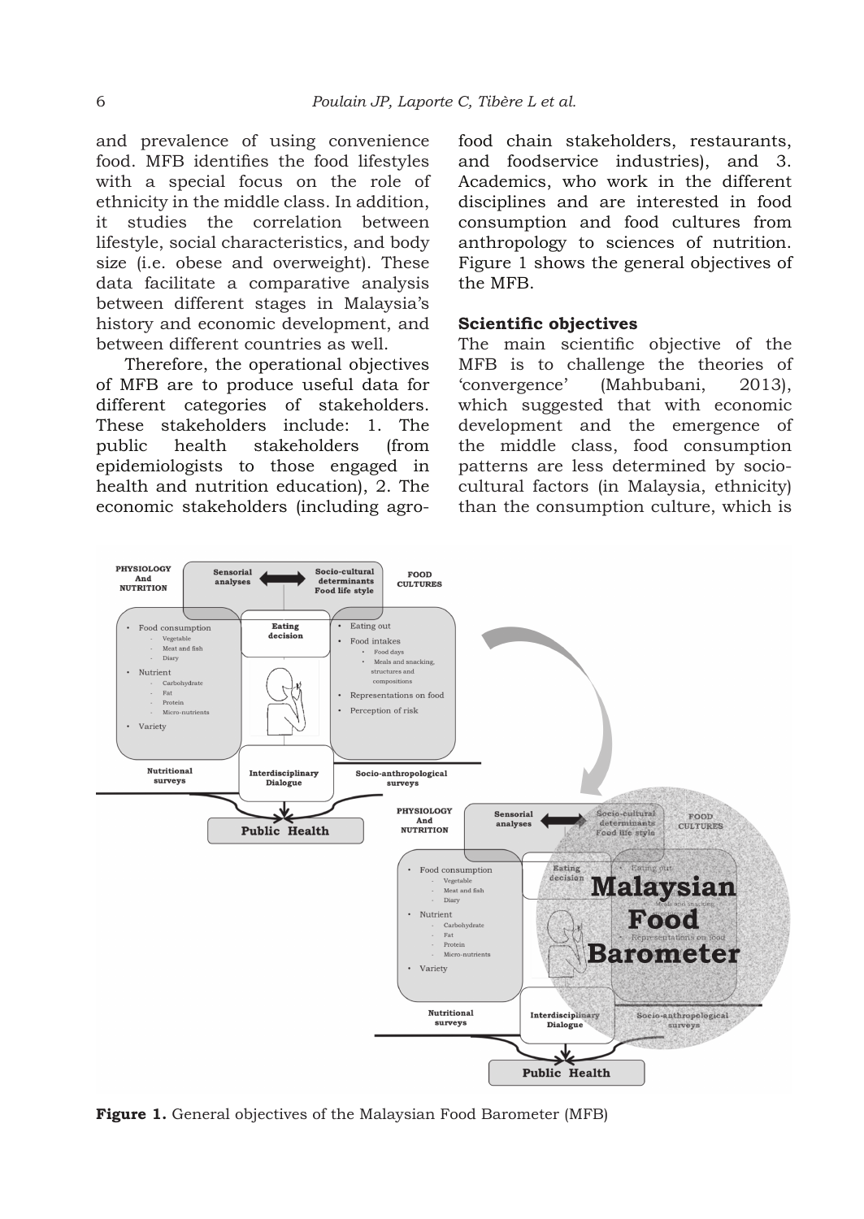and prevalence of using convenience food. MFB identifies the food lifestyles with a special focus on the role of ethnicity in the middle class. In addition, it studies the correlation between lifestyle, social characteristics, and body size (i.e. obese and overweight). These data facilitate a comparative analysis between different stages in Malaysia's history and economic development, and between different countries as well.

Therefore, the operational objectives of MFB are to produce useful data for different categories of stakeholders. These stakeholders include: 1. The public health stakeholders (from epidemiologists to those engaged in health and nutrition education), 2. The economic stakeholders (including agro-food chain stakeholders, restaurants, and foodservice industries), and 3. Academics, who work in the different disciplines and are interested in food consumption and food cultures from anthropology to sciences of nutrition. Figure 1 shows the general objectives of the MFB.

**Scientific objectives**

The main scientific objective of the MFB is to challenge the theories of 'convergence' (Mahbubani, 2013), which suggested that with economic development and the emergence of the middle class, food consumption patterns are less determined by socio-cultural factors (in Malaysia, ethnicity) than the consumption culture, which is

PHYSIOLOGY And NUTRITION

Sensorial analyses

Socio-cultural determinants Food life style

FOOD CULTURES

Eating decision

- Food consumption
  - Vegetable
  - Meat and fish
  - Diary
- Nutrient
  - Carbohydrate
  - Fat
  - Protein
  - Micro-nutrients
- Variety

- Eating out
- Food intakes
  - Food days
  - Meals and snacking, structures and compositions
- Representations on food
- Perception of risk

Nutritional surveys

Interdisciplinary Dialogue

Socio-anthropological surveys

Public Health

Malaysian Food Barometer

**Figure 1.** General objectives of the Malaysian Food Barometer (MFB)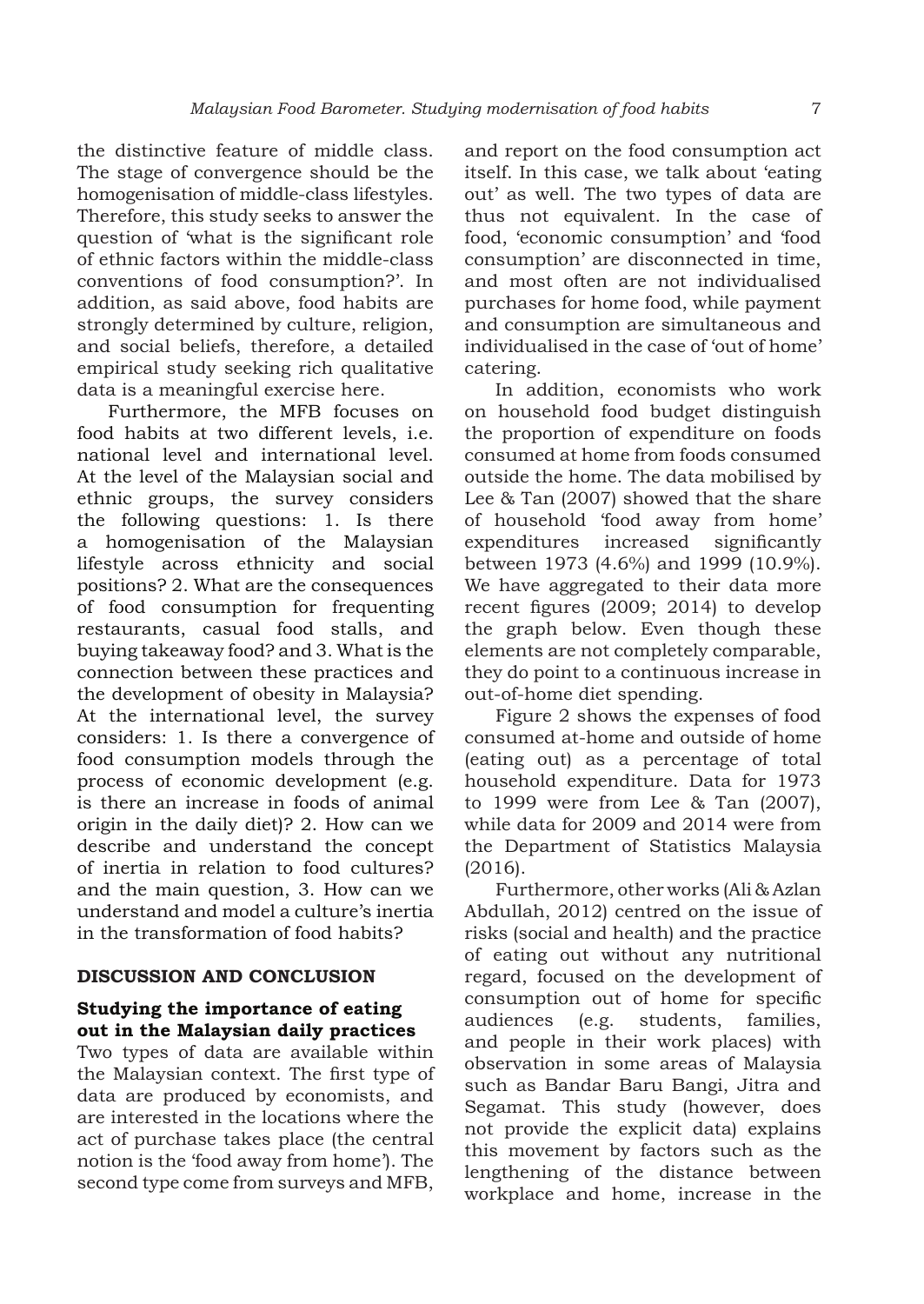the distinctive feature of middle class. The stage of convergence should be the homogenisation of middle-class lifestyles. Therefore, this study seeks to answer the question of 'what is the significant role of ethnic factors within the middle-class conventions of food consumption?'. In addition, as said above, food habits are strongly determined by culture, religion, and social beliefs, therefore, a detailed empirical study seeking rich qualitative data is a meaningful exercise here.

Furthermore, the MFB focuses on food habits at two different levels, i.e. national level and international level. At the level of the Malaysian social and ethnic groups, the survey considers the following questions: 1. Is there a homogenisation of the Malaysian lifestyle across ethnicity and social positions? 2. What are the consequences of food consumption for frequenting restaurants, casual food stalls, and buying takeaway food? and 3. What is the connection between these practices and the development of obesity in Malaysia? At the international level, the survey considers: 1. Is there a convergence of food consumption models through the process of economic development (e.g. is there an increase in foods of animal origin in the daily diet)? 2. How can we describe and understand the concept of inertia in relation to food cultures? and the main question, 3. How can we understand and model a culture's inertia in the transformation of food habits?

## DISCUSSION AND CONCLUSION

### Studying the importance of eating out in the Malaysian daily practices

Two types of data are available within the Malaysian context. The first type of data are produced by economists, and are interested in the locations where the act of purchase takes place (the central notion is the 'food away from home'). The second type come from surveys and MFB, and report on the food consumption act itself. In this case, we talk about 'eating out' as well. The two types of data are thus not equivalent. In the case of food, 'economic consumption' and 'food consumption' are disconnected in time, and most often are not individualised purchases for home food, while payment and consumption are simultaneous and individualised in the case of 'out of home' catering.

In addition, economists who work on household food budget distinguish the proportion of expenditure on foods consumed at home from foods consumed outside the home. The data mobilised by Lee & Tan (2007) showed that the share of household 'food away from home' expenditures increased significantly between 1973 (4.6%) and 1999 (10.9%). We have aggregated to their data more recent figures (2009; 2014) to develop the graph below. Even though these elements are not completely comparable, they do point to a continuous increase in out-of-home diet spending.

Figure 2 shows the expenses of food consumed at-home and outside of home (eating out) as a percentage of total household expenditure. Data for 1973 to 1999 were from Lee & Tan (2007), while data for 2009 and 2014 were from the Department of Statistics Malaysia (2016).

Furthermore, other works (Ali & Azlan Abdullah, 2012) centred on the issue of risks (social and health) and the practice of eating out without any nutritional regard, focused on the development of consumption out of home for specific audiences (e.g. students, families, and people in their work places) with observation in some areas of Malaysia such as Bandar Baru Bangi, Jitra and Segamat. This study (however, does not provide the explicit data) explains this movement by factors such as the lengthening of the distance between workplace and home, increase in the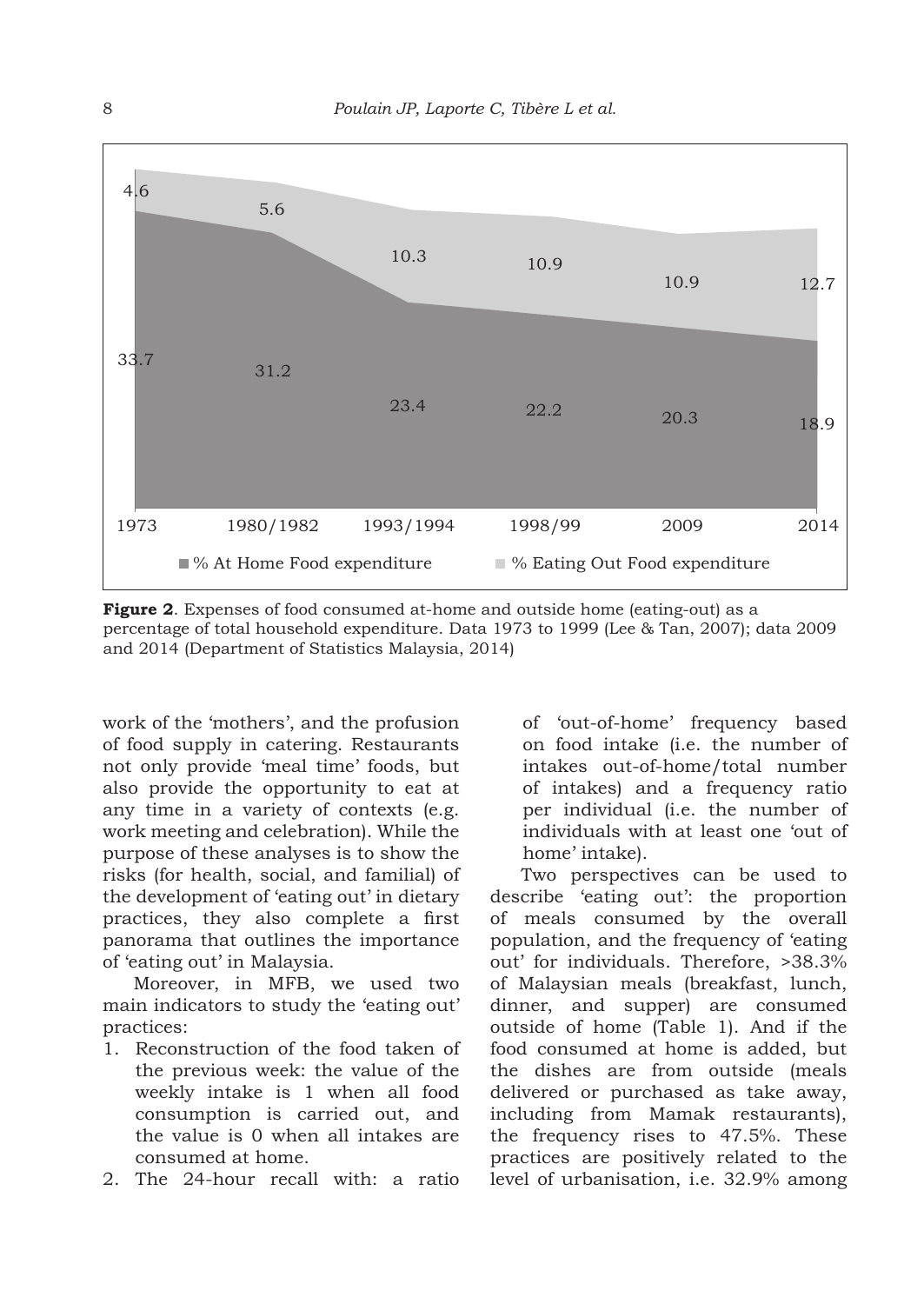4.6
5.6
10.3
10.9
10.9
12.7

33.7
31.2
23.4
22.2
20.3
18.9

1973
1980/1982
1993/1994
1998/99
2009
2014

% At Home Food expenditure
% Eating Out Food expenditure

**Figure 2**. Expenses of food consumed at-home and outside home (eating-out) as a percentage of total household expenditure. Data 1973 to 1999 (Lee & Tan, 2007); data 2009 and 2014 (Department of Statistics Malaysia, 2014)

work of the 'mothers', and the profusion of food supply in catering. Restaurants not only provide 'meal time' foods, but also provide the opportunity to eat at any time in a variety of contexts (e.g. work meeting and celebration). While the purpose of these analyses is to show the risks (for health, social, and familial) of the development of 'eating out' in dietary practices, they also complete a first panorama that outlines the importance of 'eating out' in Malaysia.

Moreover, in MFB, we used two main indicators to study the 'eating out' practices:

1. Reconstruction of the food taken of the previous week: the value of the weekly intake is 1 when all food consumption is carried out, and the value is 0 when all intakes are consumed at home.
2. The 24-hour recall with: a ratio of 'out-of-home' frequency based on food intake (i.e. the number of intakes out-of-home/total number of intakes) and a frequency ratio per individual (i.e. the number of individuals with at least one 'out of home' intake).

Two perspectives can be used to describe 'eating out': the proportion of meals consumed by the overall population, and the frequency of 'eating out' for individuals. Therefore, >38.3% of Malaysian meals (breakfast, lunch, dinner, and supper) are consumed outside of home (Table 1). And if the food consumed at home is added, but the dishes are from outside (meals delivered or purchased as take away, including from Mamak restaurants), the frequency rises to 47.5%. These practices are positively related to the level of urbanisation, i.e. 32.9% among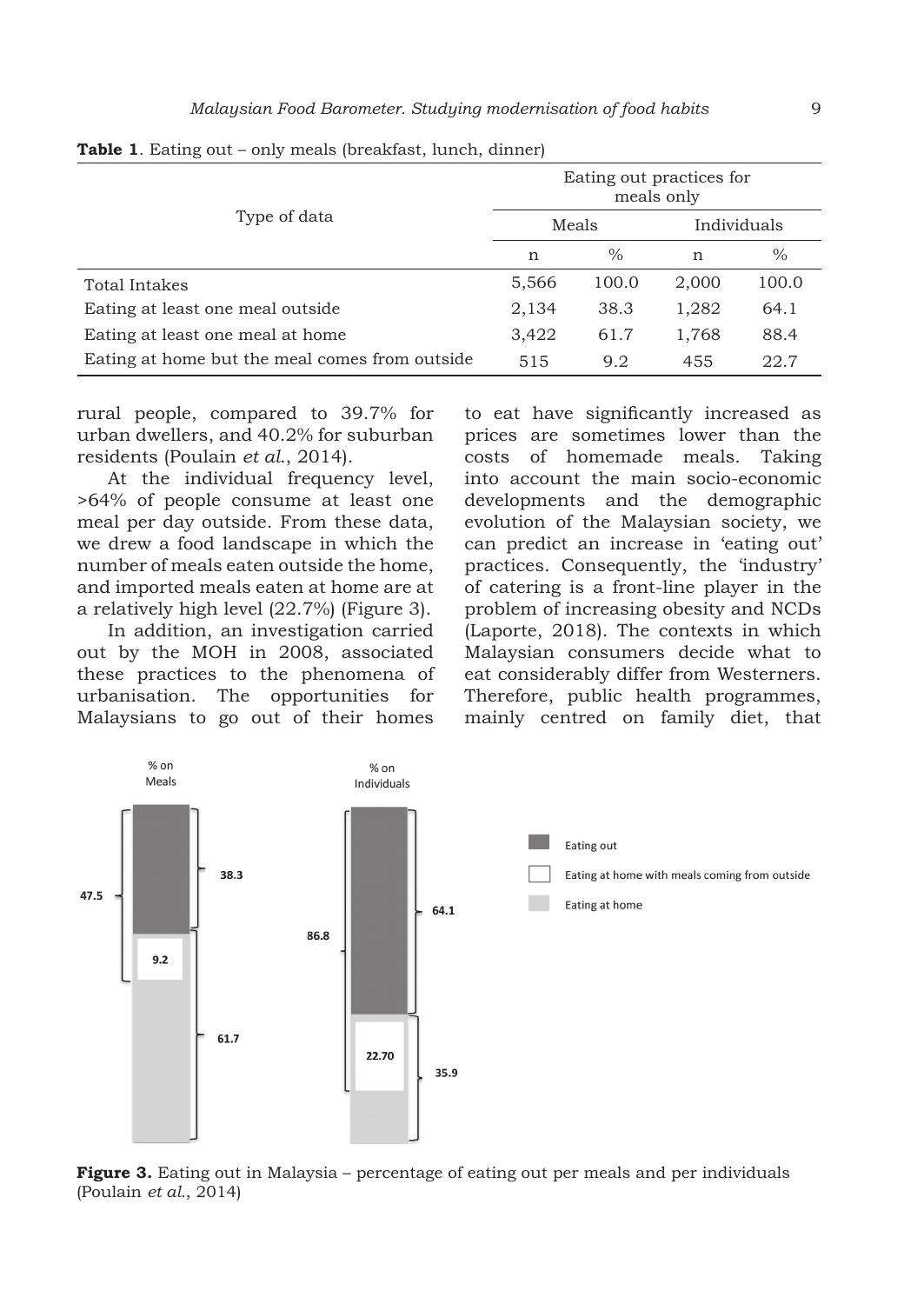**Table 1**. Eating out – only meals (breakfast, lunch, dinner)

| Type of data | Eating out practices for meals only | | | |
|---|---|---|---|---|
| | Meals | | Individuals | |
| | n | % | n | % |
| Total Intakes | 5,566 | 100.0 | 2,000 | 100.0 |
| Eating at least one meal outside | 2,134 | 38.3 | 1,282 | 64.1 |
| Eating at least one meal at home | 3,422 | 61.7 | 1,768 | 88.4 |
| Eating at home but the meal comes from outside | 515 | 9.2 | 455 | 22.7 |

rural people, compared to 39.7% for urban dwellers, and 40.2% for suburban residents (Poulain *et al.*, 2014).

At the individual frequency level, >64% of people consume at least one meal per day outside. From these data, we drew a food landscape in which the number of meals eaten outside the home, and imported meals eaten at home are at a relatively high level (22.7%) (Figure 3).

In addition, an investigation carried out by the MOH in 2008, associated these practices to the phenomena of urbanisation. The opportunities for Malaysians to go out of their homes to eat have significantly increased as prices are sometimes lower than the costs of homemade meals. Taking into account the main socio-economic developments and the demographic evolution of the Malaysian society, we can predict an increase in 'eating out' practices. Consequently, the 'industry' of catering is a front-line player in the problem of increasing obesity and NCDs (Laporte, 2018). The contexts in which Malaysian consumers decide what to eat considerably differ from Westerners. Therefore, public health programmes, mainly centred on family diet, that

% on Meals

47.5

38.3

9.2

61.7

% on Individuals

86.8

64.1

22.70

35.9

Eating out

Eating at home with meals coming from outside

Eating at home

**Figure 3.** Eating out in Malaysia – percentage of eating out per meals and per individuals (Poulain *et al.*, 2014)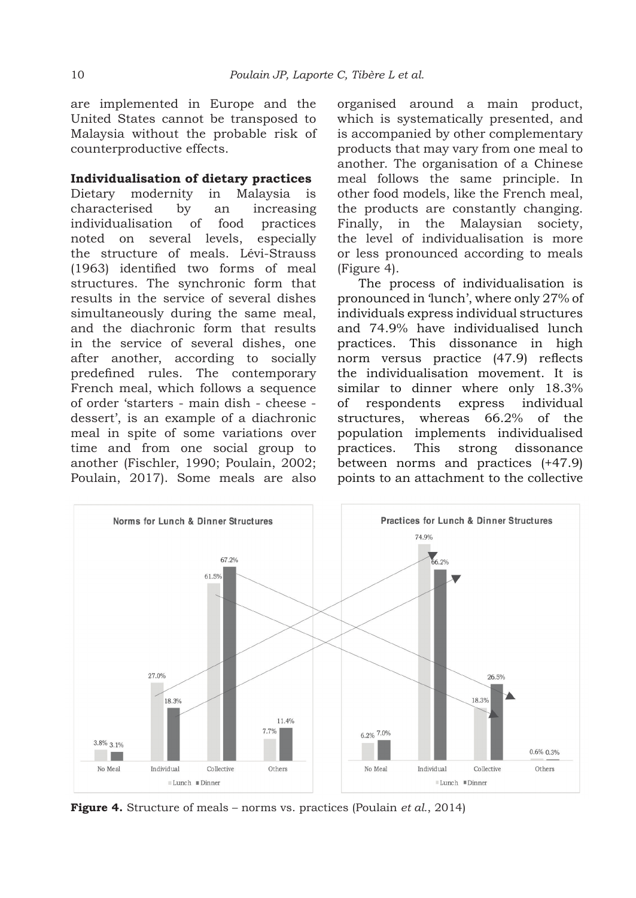are implemented in Europe and the United States cannot be transposed to Malaysia without the probable risk of counterproductive effects.

### Individualisation of dietary practices

Dietary modernity in Malaysia is characterised by an increasing individualisation of food practices noted on several levels, especially the structure of meals. Lévi-Strauss (1963) identified two forms of meal structures. The synchronic form that results in the service of several dishes simultaneously during the same meal, and the diachronic form that results in the service of several dishes, one after another, according to socially predefined rules. The contemporary French meal, which follows a sequence of order 'starters - main dish - cheese - dessert', is an example of a diachronic meal in spite of some variations over time and from one social group to another (Fischler, 1990; Poulain, 2002; Poulain, 2017). Some meals are also organised around a main product, which is systematically presented, and is accompanied by other complementary products that may vary from one meal to another. The organisation of a Chinese meal follows the same principle. In other food models, like the French meal, the products are constantly changing. Finally, in the Malaysian society, the level of individualisation is more or less pronounced according to meals (Figure 4).

The process of individualisation is pronounced in 'lunch', where only 27% of individuals express individual structures and 74.9% have individualised lunch practices. This dissonance in high norm versus practice (47.9) reflects the individualisation movement. It is similar to dinner where only 18.3% of respondents express individual structures, whereas 66.2% of the population implements individualised practices. This strong dissonance between norms and practices (+47.9) points to an attachment to the collective

Norms for Lunch & Dinner Structures

3.8% 3.1%
27.0%
18.3%
61.5%
67.2%
7.7%
11.4%

No Meal
Individual
Collective
Others

Lunch Dinner

Practices for Lunch & Dinner Structures

6.2% 7.0%
74.9%
66.2%
18.3%
26.5%
0.6% 0.3%

No Meal
Individual
Collective
Others

Lunch Dinner

**Figure 4.** Structure of meals – norms vs. practices (Poulain *et al.*, 2014)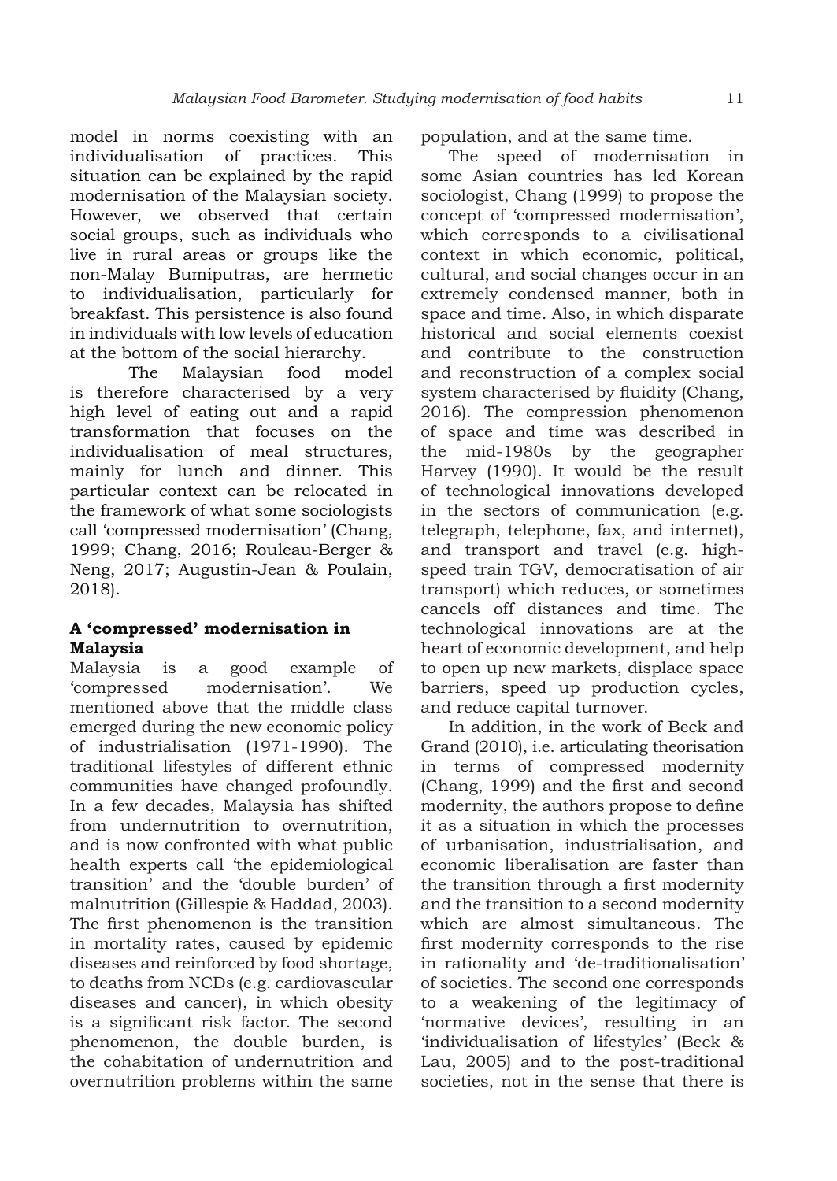model in norms coexisting with an individualisation of practices. This situation can be explained by the rapid modernisation of the Malaysian society. However, we observed that certain social groups, such as individuals who live in rural areas or groups like the non-Malay Bumiputras, are hermetic to individualisation, particularly for breakfast. This persistence is also found in individuals with low levels of education at the bottom of the social hierarchy.

The Malaysian food model is therefore characterised by a very high level of eating out and a rapid transformation that focuses on the individualisation of meal structures, mainly for lunch and dinner. This particular context can be relocated in the framework of what some sociologists call 'compressed modernisation' (Chang, 1999; Chang, 2016; Rouleau-Berger & Neng, 2017; Augustin-Jean & Poulain, 2018).

## A 'compressed' modernisation in Malaysia

Malaysia is a good example of 'compressed modernisation'. We mentioned above that the middle class emerged during the new economic policy of industrialisation (1971-1990). The traditional lifestyles of different ethnic communities have changed profoundly. In a few decades, Malaysia has shifted from undernutrition to overnutrition, and is now confronted with what public health experts call 'the epidemiological transition' and the 'double burden' of malnutrition (Gillespie & Haddad, 2003). The first phenomenon is the transition in mortality rates, caused by epidemic diseases and reinforced by food shortage, to deaths from NCDs (e.g. cardiovascular diseases and cancer), in which obesity is a significant risk factor. The second phenomenon, the double burden, is the cohabitation of undernutrition and overnutrition problems within the same population, and at the same time.

The speed of modernisation in some Asian countries has led Korean sociologist, Chang (1999) to propose the concept of 'compressed modernisation', which corresponds to a civilisational context in which economic, political, cultural, and social changes occur in an extremely condensed manner, both in space and time. Also, in which disparate historical and social elements coexist and contribute to the construction and reconstruction of a complex social system characterised by fluidity (Chang, 2016). The compression phenomenon of space and time was described in the mid-1980s by the geographer Harvey (1990). It would be the result of technological innovations developed in the sectors of communication (e.g. telegraph, telephone, fax, and internet), and transport and travel (e.g. high-speed train TGV, democratisation of air transport) which reduces, or sometimes cancels off distances and time. The technological innovations are at the heart of economic development, and help to open up new markets, displace space barriers, speed up production cycles, and reduce capital turnover.

In addition, in the work of Beck and Grand (2010), i.e. articulating theorisation in terms of compressed modernity (Chang, 1999) and the first and second modernity, the authors propose to define it as a situation in which the processes of urbanisation, industrialisation, and economic liberalisation are faster than the transition through a first modernity and the transition to a second modernity which are almost simultaneous. The first modernity corresponds to the rise in rationality and 'de-traditionalisation' of societies. The second one corresponds to a weakening of the legitimacy of 'normative devices', resulting in an 'individualisation of lifestyles' (Beck & Lau, 2005) and to the post-traditional societies, not in the sense that there is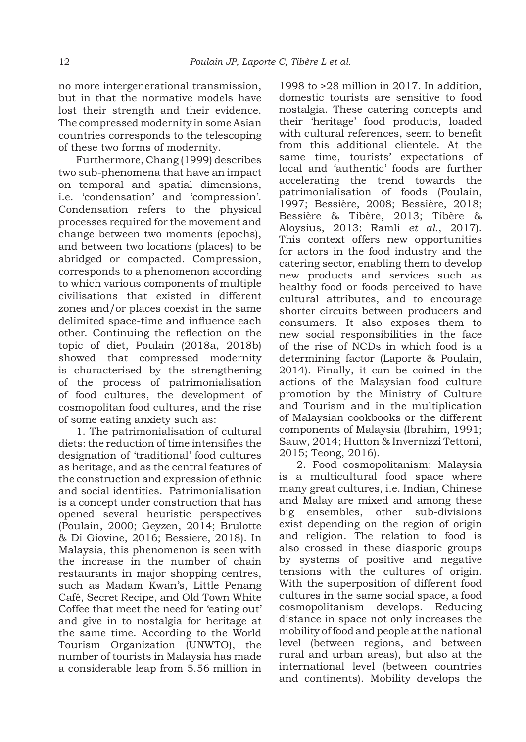no more intergenerational transmission, but in that the normative models have lost their strength and their evidence. The compressed modernity in some Asian countries corresponds to the telescoping of these two forms of modernity.

Furthermore, Chang (1999) describes two sub-phenomena that have an impact on temporal and spatial dimensions, i.e. 'condensation' and 'compression'. Condensation refers to the physical processes required for the movement and change between two moments (epochs), and between two locations (places) to be abridged or compacted. Compression, corresponds to a phenomenon according to which various components of multiple civilisations that existed in different zones and/or places coexist in the same delimited space-time and influence each other. Continuing the reflection on the topic of diet, Poulain (2018a, 2018b) showed that compressed modernity is characterised by the strengthening of the process of patrimonialisation of food cultures, the development of cosmopolitan food cultures, and the rise of some eating anxiety such as:

1. The patrimonialisation of cultural diets: the reduction of time intensifies the designation of 'traditional' food cultures as heritage, and as the central features of the construction and expression of ethnic and social identities. Patrimonialisation is a concept under construction that has opened several heuristic perspectives (Poulain, 2000; Geyzen, 2014; Brulotte & Di Giovine, 2016; Bessiere, 2018). In Malaysia, this phenomenon is seen with the increase in the number of chain restaurants in major shopping centres, such as Madam Kwan's, Little Penang Café, Secret Recipe, and Old Town White Coffee that meet the need for 'eating out' and give in to nostalgia for heritage at the same time. According to the World Tourism Organization (UNWTO), the number of tourists in Malaysia has made a considerable leap from 5.56 million in 1998 to >28 million in 2017. In addition, domestic tourists are sensitive to food nostalgia. These catering concepts and their 'heritage' food products, loaded with cultural references, seem to benefit from this additional clientele. At the same time, tourists' expectations of local and 'authentic' foods are further accelerating the trend towards the patrimonialisation of foods (Poulain, 1997; Bessière, 2008; Bessière, 2018; Bessière & Tibère, 2013; Tibère & Aloysius, 2013; Ramli *et al*., 2017). This context offers new opportunities for actors in the food industry and the catering sector, enabling them to develop new products and services such as healthy food or foods perceived to have cultural attributes, and to encourage shorter circuits between producers and consumers. It also exposes them to new social responsibilities in the face of the rise of NCDs in which food is a determining factor (Laporte & Poulain, 2014). Finally, it can be coined in the actions of the Malaysian food culture promotion by the Ministry of Culture and Tourism and in the multiplication of Malaysian cookbooks or the different components of Malaysia (Ibrahim, 1991; Sauw, 2014; Hutton & Invernizzi Tettoni, 2015; Teong, 2016).

2. Food cosmopolitanism: Malaysia is a multicultural food space where many great cultures, i.e. Indian, Chinese and Malay are mixed and among these big ensembles, other sub-divisions exist depending on the region of origin and religion. The relation to food is also crossed in these diasporic groups by systems of positive and negative tensions with the cultures of origin. With the superposition of different food cultures in the same social space, a food cosmopolitanism develops. Reducing distance in space not only increases the mobility of food and people at the national level (between regions, and between rural and urban areas), but also at the international level (between countries and continents). Mobility develops the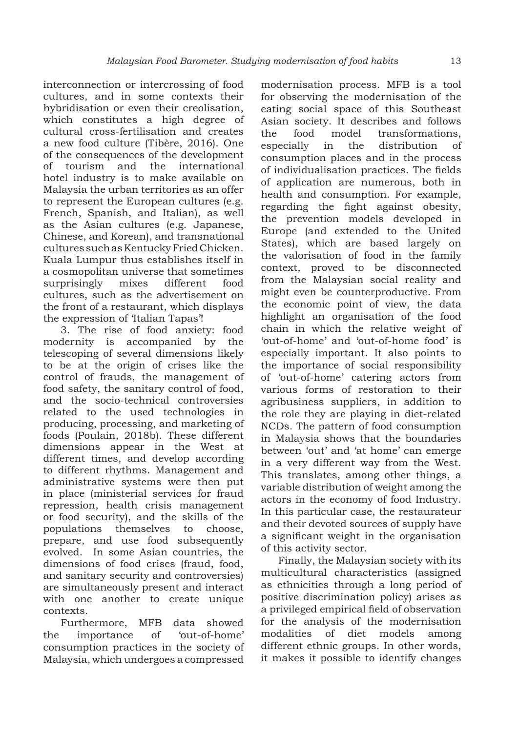interconnection or intercrossing of food cultures, and in some contexts their hybridisation or even their creolisation, which constitutes a high degree of cultural cross-fertilisation and creates a new food culture (Tibère, 2016). One of the consequences of the development of tourism and the international hotel industry is to make available on Malaysia the urban territories as an offer to represent the European cultures (e.g. French, Spanish, and Italian), as well as the Asian cultures (e.g. Japanese, Chinese, and Korean), and transnational cultures such as Kentucky Fried Chicken. Kuala Lumpur thus establishes itself in a cosmopolitan universe that sometimes surprisingly mixes different food cultures, such as the advertisement on the front of a restaurant, which displays the expression of 'Italian Tapas'!

3. The rise of food anxiety: food modernity is accompanied by the telescoping of several dimensions likely to be at the origin of crises like the control of frauds, the management of food safety, the sanitary control of food, and the socio-technical controversies related to the used technologies in producing, processing, and marketing of foods (Poulain, 2018b). These different dimensions appear in the West at different times, and develop according to different rhythms. Management and administrative systems were then put in place (ministerial services for fraud repression, health crisis management or food security), and the skills of the populations themselves to choose, prepare, and use food subsequently evolved. In some Asian countries, the dimensions of food crises (fraud, food, and sanitary security and controversies) are simultaneously present and interact with one another to create unique contexts.

Furthermore, MFB data showed the importance of 'out-of-home' consumption practices in the society of Malaysia, which undergoes a compressed modernisation process. MFB is a tool for observing the modernisation of the eating social space of this Southeast Asian society. It describes and follows the food model transformations, especially in the distribution of consumption places and in the process of individualisation practices. The fields of application are numerous, both in health and consumption. For example, regarding the fight against obesity, the prevention models developed in Europe (and extended to the United States), which are based largely on the valorisation of food in the family context, proved to be disconnected from the Malaysian social reality and might even be counterproductive. From the economic point of view, the data highlight an organisation of the food chain in which the relative weight of 'out-of-home' and 'out-of-home food' is especially important. It also points to the importance of social responsibility of 'out-of-home' catering actors from various forms of restoration to their agribusiness suppliers, in addition to the role they are playing in diet-related NCDs. The pattern of food consumption in Malaysia shows that the boundaries between 'out' and 'at home' can emerge in a very different way from the West. This translates, among other things, a variable distribution of weight among the actors in the economy of food Industry. In this particular case, the restaurateur and their devoted sources of supply have a significant weight in the organisation of this activity sector.

Finally, the Malaysian society with its multicultural characteristics (assigned as ethnicities through a long period of positive discrimination policy) arises as a privileged empirical field of observation for the analysis of the modernisation modalities of diet models among different ethnic groups. In other words, it makes it possible to identify changes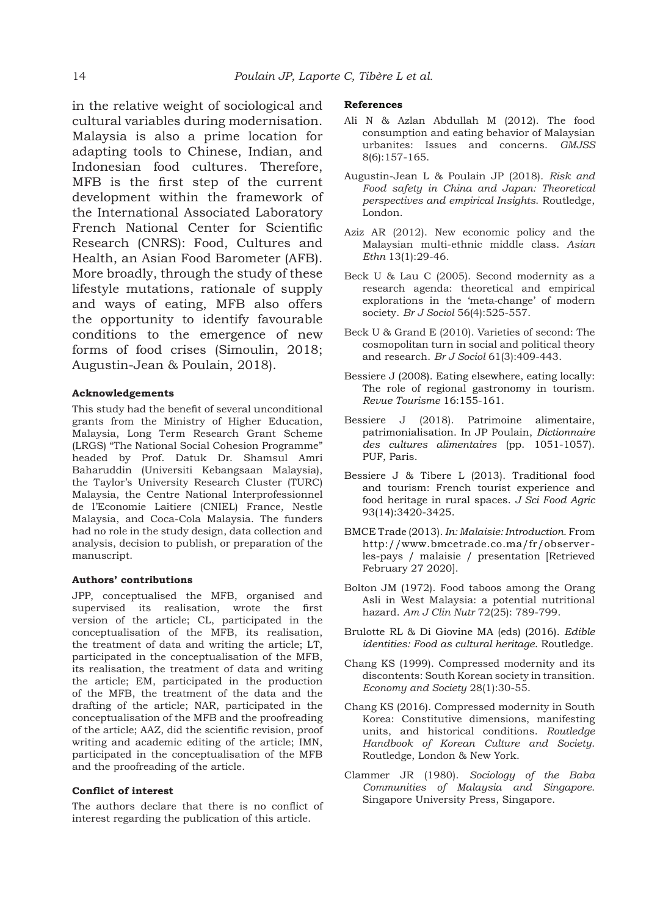in the relative weight of sociological and cultural variables during modernisation. Malaysia is also a prime location for adapting tools to Chinese, Indian, and Indonesian food cultures. Therefore, MFB is the first step of the current development within the framework of the International Associated Laboratory French National Center for Scientific Research (CNRS): Food, Cultures and Health, an Asian Food Barometer (AFB). More broadly, through the study of these lifestyle mutations, rationale of supply and ways of eating, MFB also offers the opportunity to identify favourable conditions to the emergence of new forms of food crises (Simoulin, 2018; Augustin-Jean & Poulain, 2018).

#### Acknowledgements

This study had the benefit of several unconditional grants from the Ministry of Higher Education, Malaysia, Long Term Research Grant Scheme (LRGS) "The National Social Cohesion Programme" headed by Prof. Datuk Dr. Shamsul Amri Baharuddin (Universiti Kebangsaan Malaysia), the Taylor's University Research Cluster (TURC) Malaysia, the Centre National Interprofessionnel de l'Economie Laitiere (CNIEL) France, Nestle Malaysia, and Coca-Cola Malaysia. The funders had no role in the study design, data collection and analysis, decision to publish, or preparation of the manuscript.

#### Authors' contributions

JPP, conceptualised the MFB, organised and supervised its realisation, wrote the first version of the article; CL, participated in the conceptualisation of the MFB, its realisation, the treatment of data and writing the article; LT, participated in the conceptualisation of the MFB, its realisation, the treatment of data and writing the article; EM, participated in the production of the MFB, the treatment of the data and the drafting of the article; NAR, participated in the conceptualisation of the MFB and the proofreading of the article; AAZ, did the scientific revision, proof writing and academic editing of the article; IMN, participated in the conceptualisation of the MFB and the proofreading of the article.

#### Conflict of interest

The authors declare that there is no conflict of interest regarding the publication of this article.

#### References

Ali N & Azlan Abdullah M (2012). The food consumption and eating behavior of Malaysian urbanites: Issues and concerns. *GMJSS* 8(6):157-165.

Augustin-Jean L & Poulain JP (2018). *Risk and Food safety in China and Japan: Theoretical perspectives and empirical Insights*. Routledge, London.

Aziz AR (2012). New economic policy and the Malaysian multi-ethnic middle class. *Asian Ethn* 13(1):29-46.

Beck U & Lau C (2005). Second modernity as a research agenda: theoretical and empirical explorations in the 'meta-change' of modern society. *Br J Sociol* 56(4):525-557.

Beck U & Grand E (2010). Varieties of second: The cosmopolitan turn in social and political theory and research. *Br J Sociol* 61(3):409-443.

Bessiere J (2008). Eating elsewhere, eating locally: The role of regional gastronomy in tourism. *Revue Tourisme* 16:155-161.

Bessiere J (2018). Patrimoine alimentaire, patrimonialisation. In JP Poulain, *Dictionnaire des cultures alimentaires* (pp. 1051-1057). PUF, Paris.

Bessiere J & Tibere L (2013). Traditional food and tourism: French tourist experience and food heritage in rural spaces. *J Sci Food Agric* 93(14):3420-3425.

BMCE Trade (2013). *In: Malaisie: Introduction*. From http://www.bmcetrade.co.ma/fr/observer-les-pays / malaisie / presentation [Retrieved February 27 2020].

Bolton JM (1972). Food taboos among the Orang Asli in West Malaysia: a potential nutritional hazard. *Am J Clin Nutr* 72(25): 789-799.

Brulotte RL & Di Giovine MA (eds) (2016). *Edible identities: Food as cultural heritage*. Routledge.

Chang KS (1999). Compressed modernity and its discontents: South Korean society in transition. *Economy and Society* 28(1):30-55.

Chang KS (2016). Compressed modernity in South Korea: Constitutive dimensions, manifesting units, and historical conditions. *Routledge Handbook of Korean Culture and Society*. Routledge, London & New York.

Clammer JR (1980). *Sociology of the Baba Communities of Malaysia and Singapore*. Singapore University Press, Singapore.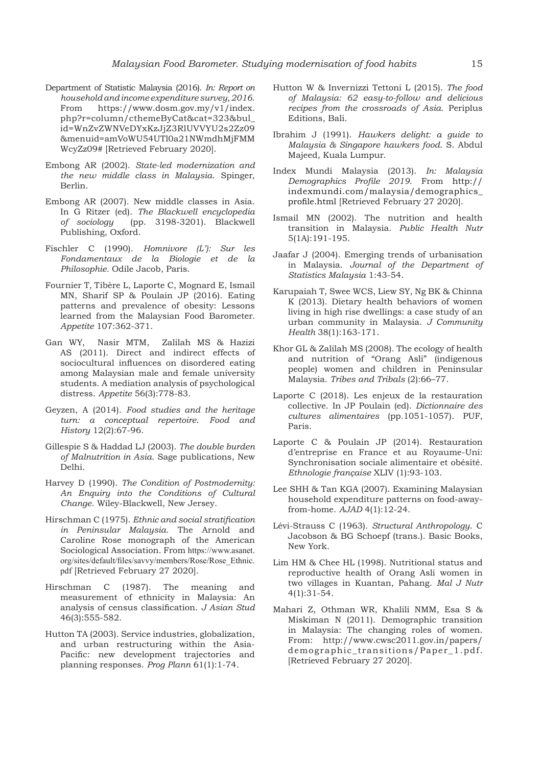Department of Statistic Malaysia (2016). *In: Report on household and income expenditure survey, 2016*. From https://www.dosm.gov.my/v1/index.php?r=column/cthemeByCat&cat=323&bul_id=WnZvZWNVeDYxKzJjZ3RlUVVYU2s2Zz09&menuid=amVoWU54UTl0a21NWmdhMjFMMWcyZz09# [Retrieved February 2020].

Embong AR (2002). *State-led modernization and the new middle class in Malaysia*. Spinger, Berlin.

Embong AR (2007). New middle classes in Asia. In G Ritzer (ed). *The Blackwell encyclopedia of sociology* (pp. 3198-3201). Blackwell Publishing, Oxford.

Fischler C (1990). *Homnivore (L'): Sur les Fondamentaux de la Biologie et de la Philosophie*. Odile Jacob, Paris.

Fournier T, Tibère L, Laporte C, Mognard E, Ismail MN, Sharif SP & Poulain JP (2016). Eating patterns and prevalence of obesity: Lessons learned from the Malaysian Food Barometer. *Appetite* 107:362-371.

Gan WY, Nasir MTM, Zalilah MS & Hazizi AS (2011). Direct and indirect effects of sociocultural influences on disordered eating among Malaysian male and female university students. A mediation analysis of psychological distress. *Appetite* 56(3):778-83.

Geyzen, A (2014). *Food studies and the heritage turn: a conceptual repertoire. Food and History* 12(2):67-96.

Gillespie S & Haddad LJ (2003). *The double burden of Malnutrition in Asia*. Sage publications, New Delhi.

Harvey D (1990). *The Condition of Postmodernity: An Enquiry into the Conditions of Cultural Change.* Wiley-Blackwell, New Jersey.

Hirschman C (1975). *Ethnic and social stratification in Peninsular Malaysia.* The Arnold and Caroline Rose monograph of the American Sociological Association. From https://www.asanet.org/sites/default/files/savvy/members/Rose/Rose_Ethnic.pdf [Retrieved February 27 2020].

Hirschman C (1987). The meaning and measurement of ethnicity in Malaysia: An analysis of census classification. *J Asian Stud* 46(3):555-582.

Hutton TA (2003). Service industries, globalization, and urban restructuring within the Asia-Pacific: new development trajectories and planning responses. *Prog Plann* 61(1):1-74.

Hutton W & Invernizzi Tettoni L (2015). *The food of Malaysia: 62 easy-to-follow and delicious recipes from the crossroads of Asia*. Periplus Editions, Bali.

Ibrahim J (1991). *Hawkers delight: a guide to Malaysia & Singapore hawkers food*. S. Abdul Majeed, Kuala Lumpur.

Index Mundi Malaysia (2013). *In: Malaysia Demographics Profile 2019*. From http://indexmundi.com/malaysia/demographics_profile.html [Retrieved February 27 2020].

Ismail MN (2002). The nutrition and health transition in Malaysia. *Public Health Nutr* 5(1A):191-195.

Jaafar J (2004). Emerging trends of urbanisation in Malaysia. *Journal of the Department of Statistics Malaysia* 1:43-54.

Karupaiah T, Swee WCS, Liew SY, Ng BK & Chinna K (2013). Dietary health behaviors of women living in high rise dwellings: a case study of an urban community in Malaysia. *J Community Health* 38(1):163-171.

Khor GL & Zalilah MS (2008). The ecology of health and nutrition of "Orang Asli" (indigenous people) women and children in Peninsular Malaysia. *Tribes and Tribals* (2):66–77.

Laporte C (2018). Les enjeux de la restauration collective. In JP Poulain (ed). *Dictionnaire des cultures alimentaires* (pp.1051-1057). PUF, Paris.

Laporte C & Poulain JP (2014). Restauration d'entreprise en France et au Royaume-Uni: Synchronisation sociale alimentaire et obésité. *Ethnologie française* XLIV (1):93-103.

Lee SHH & Tan KGA (2007). Examining Malaysian household expenditure patterns on food-away-from-home. *AJAD* 4(1):12-24.

Lévi-Strauss C (1963). *Structural Anthropology*. C Jacobson & BG Schoepf (trans.). Basic Books, New York.

Lim HM & Chee HL (1998). Nutritional status and reproductive health of Orang Asli women in two villages in Kuantan, Pahang. *Mal J Nutr* 4(1):31-54.

Mahari Z, Othman WR, Khalili NMM, Esa S & Miskiman N (2011). Demographic transition in Malaysia: The changing roles of women. From: http://www.cwsc2011.gov.in/papers/demographic_transitions/Paper_1.pdf. [Retrieved February 27 2020].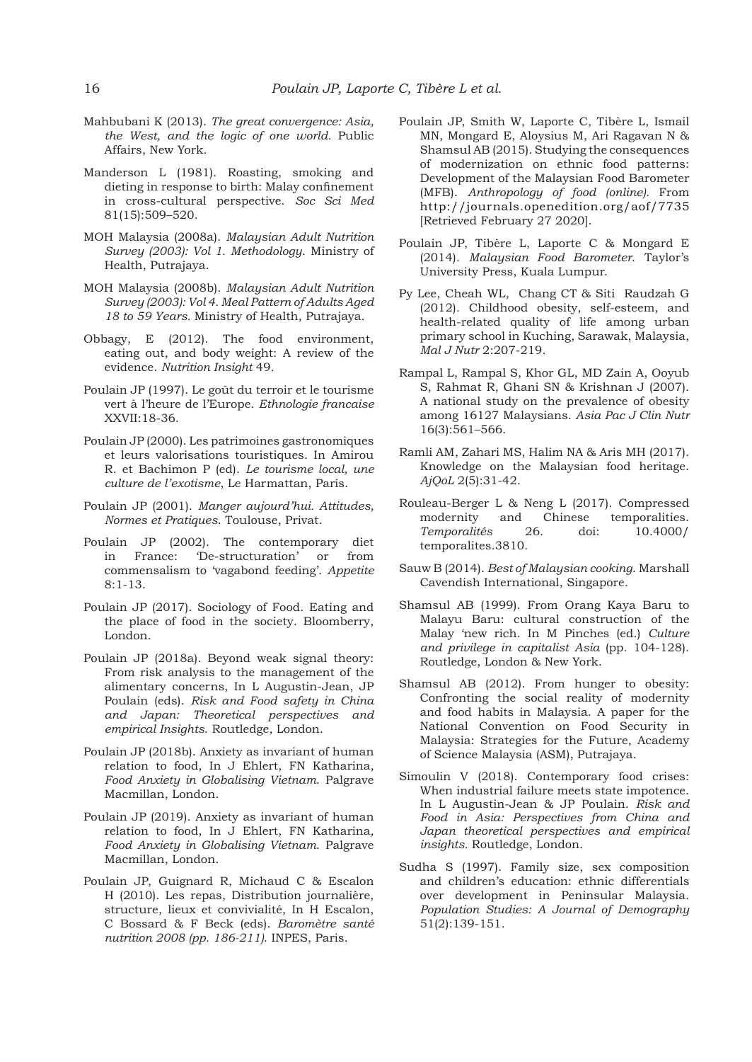Mahbubani K (2013). *The great convergence: Asia, the West, and the logic of one world*. Public Affairs, New York.

Manderson L (1981). Roasting, smoking and dieting in response to birth: Malay confinement in cross-cultural perspective. *Soc Sci Med* 81(15):509–520.

MOH Malaysia (2008a). *Malaysian Adult Nutrition Survey (2003): Vol 1. Methodology*. Ministry of Health, Putrajaya.

MOH Malaysia (2008b). *Malaysian Adult Nutrition Survey (2003): Vol 4. Meal Pattern of Adults Aged 18 to 59 Years*. Ministry of Health, Putrajaya.

Obbagy, E (2012). The food environment, eating out, and body weight: A review of the evidence. *Nutrition Insight* 49.

Poulain JP (1997). Le goût du terroir et le tourisme vert à l'heure de l'Europe. *Ethnologie francaise* XXVII:18-36.

Poulain JP (2000). Les patrimoines gastronomiques et leurs valorisations touristiques. In Amirou R. et Bachimon P (ed). *Le tourisme local, une culture de l'exotisme*, Le Harmattan, Paris.

Poulain JP (2001). *Manger aujourd'hui. Attitudes, Normes et Pratiques*. Toulouse, Privat.

Poulain JP (2002). The contemporary diet in France: 'De-structuration' or from commensalism to 'vagabond feeding'. *Appetite* 8:1-13.

Poulain JP (2017). Sociology of Food. Eating and the place of food in the society. Bloomberry, London.

Poulain JP (2018a). Beyond weak signal theory: From risk analysis to the management of the alimentary concerns, In L Augustin-Jean, JP Poulain (eds). *Risk and Food safety in China and Japan: Theoretical perspectives and empirical Insights*. Routledge, London.

Poulain JP (2018b). Anxiety as invariant of human relation to food, In J Ehlert, FN Katharina, *Food Anxiety in Globalising Vietnam*. Palgrave Macmillan, London.

Poulain JP (2019). Anxiety as invariant of human relation to food, In J Ehlert, FN Katharina, *Food Anxiety in Globalising Vietnam*. Palgrave Macmillan, London.

Poulain JP, Guignard R, Michaud C & Escalon H (2010). Les repas, Distribution journalière, structure, lieux et convivialité, In H Escalon, C Bossard & F Beck (eds). *Baromètre santé nutrition 2008 (pp. 186-211)*. INPES, Paris.

Poulain JP, Smith W, Laporte C, Tibère L, Ismail MN, Mongard E, Aloysius M, Ari Ragavan N & Shamsul AB (2015). Studying the consequences of modernization on ethnic food patterns: Development of the Malaysian Food Barometer (MFB). *Anthropology of food (online)*. From http://journals.openedition.org/aof/7735 [Retrieved February 27 2020].

Poulain JP, Tibère L, Laporte C & Mongard E (2014). *Malaysian Food Barometer*. Taylor's University Press, Kuala Lumpur.

Py Lee, Cheah WL, Chang CT & Siti Raudzah G (2012). Childhood obesity, self-esteem, and health-related quality of life among urban primary school in Kuching, Sarawak, Malaysia, *Mal J Nutr* 2:207-219.

Rampal L, Rampal S, Khor GL, MD Zain A, Ooyub S, Rahmat R, Ghani SN & Krishnan J (2007). A national study on the prevalence of obesity among 16127 Malaysians. *Asia Pac J Clin Nutr* 16(3):561–566.

Ramli AM, Zahari MS, Halim NA & Aris MH (2017). Knowledge on the Malaysian food heritage. *AjQoL* 2(5):31-42.

Rouleau-Berger L & Neng L (2017). Compressed modernity and Chinese temporalities. *Temporalités* 26. doi: 10.4000/temporalites.3810.

Sauw B (2014). *Best of Malaysian cooking*. Marshall Cavendish International, Singapore.

Shamsul AB (1999). From Orang Kaya Baru to Malayu Baru: cultural construction of the Malay 'new rich. In M Pinches (ed.) *Culture and privilege in capitalist Asia* (pp. 104-128). Routledge, London & New York.

Shamsul AB (2012). From hunger to obesity: Confronting the social reality of modernity and food habits in Malaysia. A paper for the National Convention on Food Security in Malaysia: Strategies for the Future, Academy of Science Malaysia (ASM), Putrajaya.

Simoulin V (2018). Contemporary food crises: When industrial failure meets state impotence. In L Augustin-Jean & JP Poulain. *Risk and Food in Asia: Perspectives from China and Japan theoretical perspectives and empirical insights*. Routledge, London.

Sudha S (1997). Family size, sex composition and children's education: ethnic differentials over development in Peninsular Malaysia. *Population Studies: A Journal of Demography* 51(2):139-151.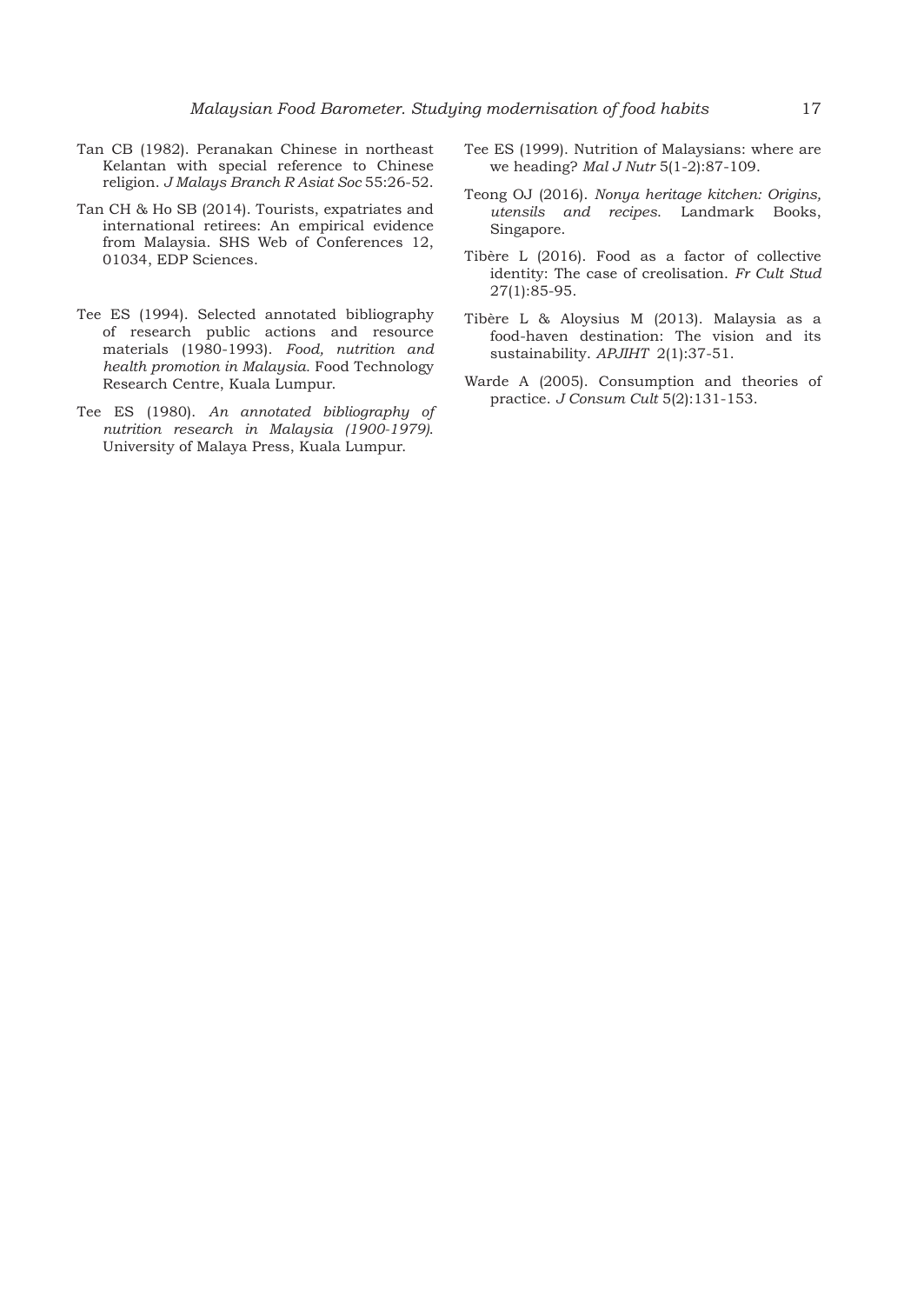Tan CB (1982). Peranakan Chinese in northeast Kelantan with special reference to Chinese religion. *J Malays Branch R Asiat Soc* 55:26-52.

Tan CH & Ho SB (2014). Tourists, expatriates and international retirees: An empirical evidence from Malaysia. SHS Web of Conferences 12, 01034, EDP Sciences.

Tee ES (1994). Selected annotated bibliography of research public actions and resource materials (1980-1993). *Food, nutrition and health promotion in Malaysia*. Food Technology Research Centre, Kuala Lumpur.

Tee ES (1980). *An annotated bibliography of nutrition research in Malaysia (1900-1979)*. University of Malaya Press, Kuala Lumpur.

Tee ES (1999). Nutrition of Malaysians: where are we heading? *Mal J Nutr* 5(1-2):87-109.

Teong OJ (2016). *Nonya heritage kitchen: Origins, utensils and recipes*. Landmark Books, Singapore.

Tibère L (2016). Food as a factor of collective identity: The case of creolisation. *Fr Cult Stud* 27(1):85-95.

Tibère L & Aloysius M (2013). Malaysia as a food-haven destination: The vision and its sustainability. *APJIHT* 2(1):37-51.

Warde A (2005). Consumption and theories of practice. *J Consum Cult* 5(2):131-153.